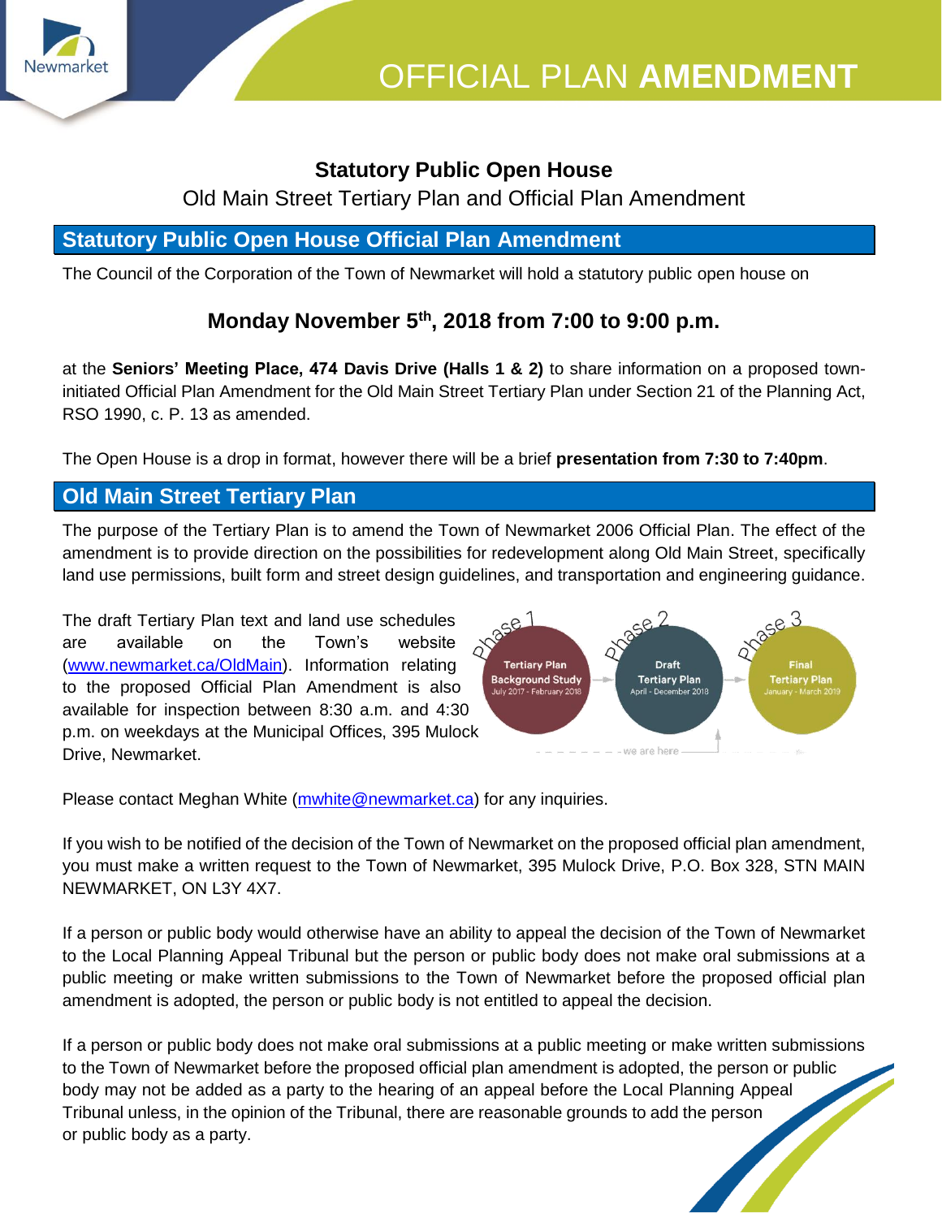# OFFICIAL PLAN **AMENDMENT**

**Statutory Public Open House**

Old Main Street Tertiary Plan and Official Plan Amendment

## Statutory Public Open House Official Plan Amendment

The Council of the Corporation of the Town of Newmarket will hold a statutory public open house on

### Monday November 5th, 2018 from 7:00 to 9:00 p.m.

at the **Seniors' Meeting Place, 474 Davis Drive (Halls 1 & 2)** to share information on a proposed town-initiated Official Plan Amendment for the Old Main Street Tertiary Plan under Section 21 of the Planning Act, RSO 1990, c. P. 13 as amended.

The Open House is a drop in format, however there will be a brief **presentation from 7:30 to 7:40pm**.

## Old Main Street Tertiary Plan

The purpose of the Tertiary Plan is to amend the Town of Newmarket 2006 Official Plan. The effect of the amendment is to provide direction on the possibilities for redevelopment along Old Main Street, specifically land use permissions, built form and street design guidelines, and transportation and engineering guidance.

The draft Tertiary Plan text and land use schedules are available on the Town's website (www.newmarket.ca/OldMain). Information relating to the proposed Official Plan Amendment is also available for inspection between 8:30 a.m. and 4:30 p.m. on weekdays at the Municipal Offices, 395 Mulock Drive, Newmarket.

Phase 1
Tertiary Plan Background Study
July 2017 - February 2018

Phase 2
Draft Tertiary Plan
April - December 2018

Phase 3
Final Tertiary Plan
January - March 2019

we are here

Please contact Meghan White (mwhite@newmarket.ca) for any inquiries.

If you wish to be notified of the decision of the Town of Newmarket on the proposed official plan amendment, you must make a written request to the Town of Newmarket, 395 Mulock Drive, P.O. Box 328, STN MAIN NEWMARKET, ON L3Y 4X7.

If a person or public body would otherwise have an ability to appeal the decision of the Town of Newmarket to the Local Planning Appeal Tribunal but the person or public body does not make oral submissions at a public meeting or make written submissions to the Town of Newmarket before the proposed official plan amendment is adopted, the person or public body is not entitled to appeal the decision.

If a person or public body does not make oral submissions at a public meeting or make written submissions to the Town of Newmarket before the proposed official plan amendment is adopted, the person or public body may not be added as a party to the hearing of an appeal before the Local Planning Appeal Tribunal unless, in the opinion of the Tribunal, there are reasonable grounds to add the person or public body as a party.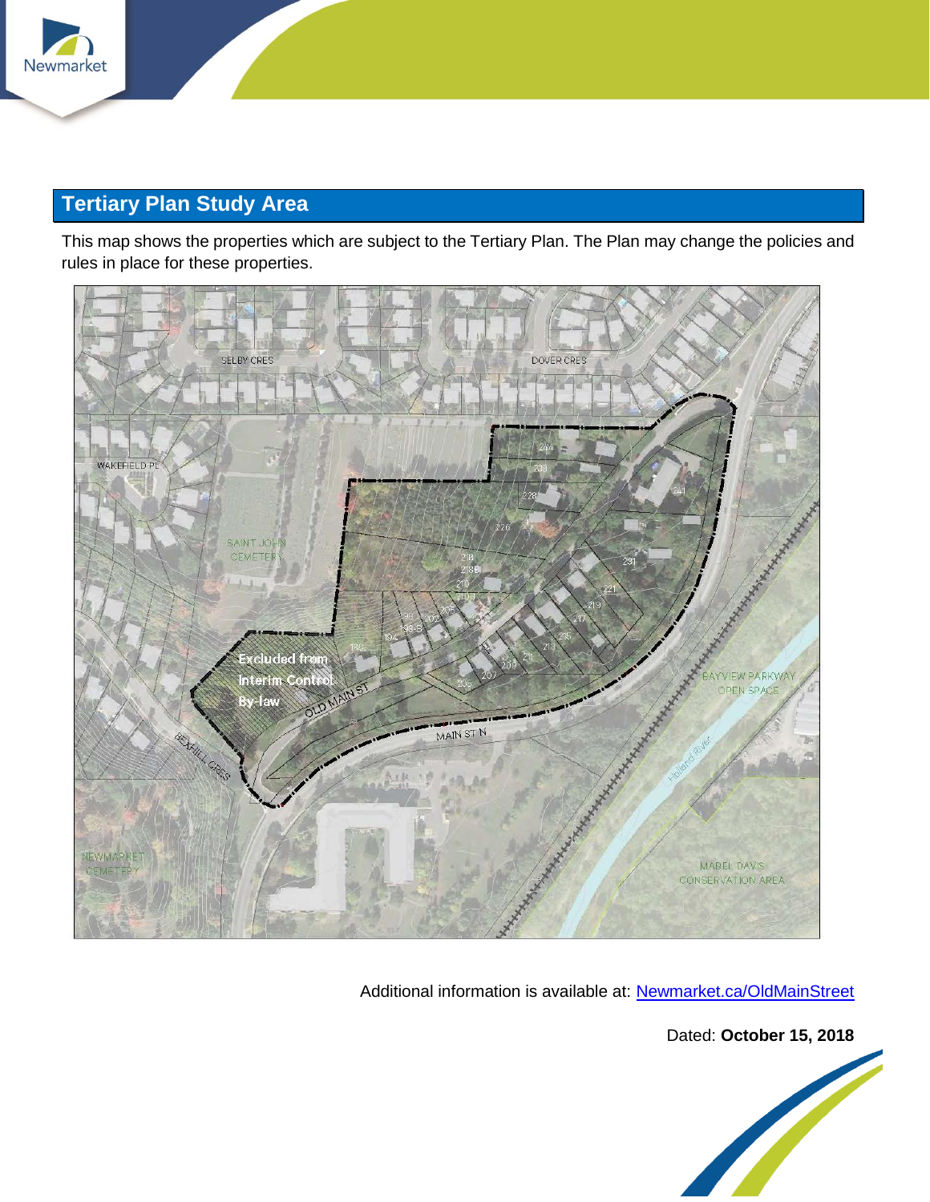## Tertiary Plan Study Area

This map shows the properties which are subject to the Tertiary Plan. The Plan may change the policies and rules in place for these properties.

SELBY CRES

DOVER CRES

WAKEFIELD PL

SAINT JOHN CEMETERY

Excluded from Interim Control By-law

OLD MAIN ST

MAIN ST N

BEXHILL CRES

BAYVIEW PARKWAY OPEN SPACE

Holland River

NEWMARKET CEMETERY

MABEL DAVIS CONSERVATION AREA

244

238

228

226

241

218

218B

210

210B

231

221

219

217

215

213

211

209

207

205

206

202

198

198-B

194

186

Additional information is available at: [Newmarket.ca/OldMainStreet](Newmarket.ca/OldMainStreet)

Dated: **October 15, 2018**